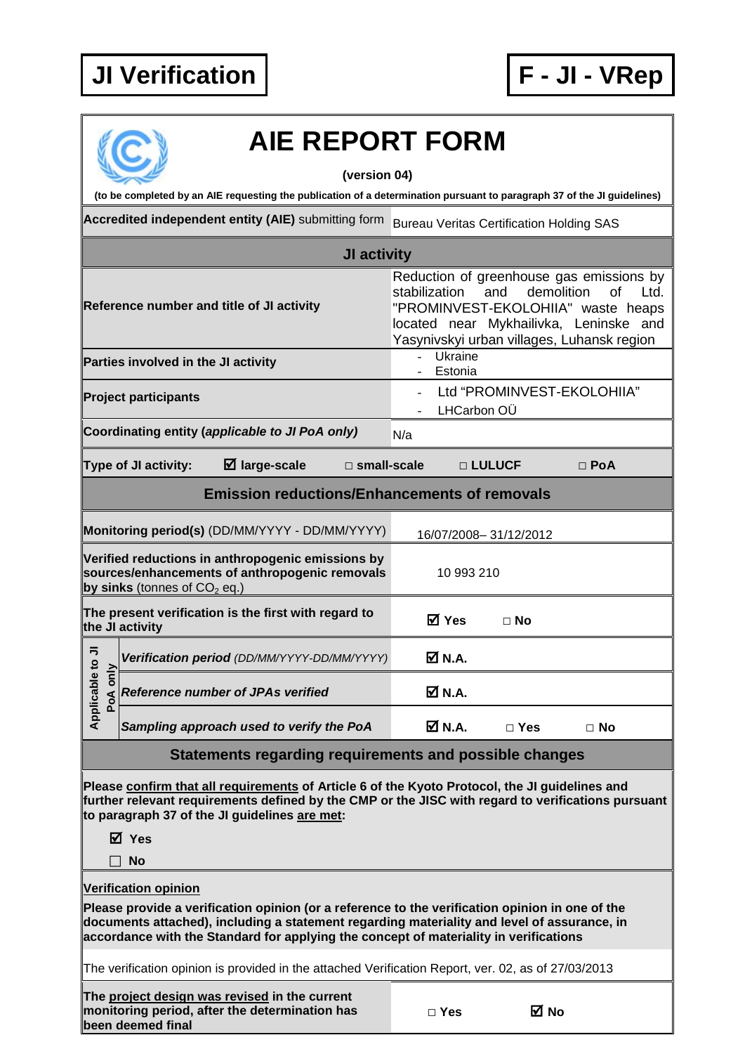**JI Verification** | **F - JI - VRep**

# AIE REPORT FORM

**(version 04)**

**(to be completed by an AIE requesting the publication of a determination pursuant to paragraph 37 of the JI guidelines)**

| | |
|---|---|
| **Accredited independent entity (AIE)** submitting form | Bureau Veritas Certification Holding SAS |
| **JI activity** | |
| **Reference number and title of JI activity** | Reduction of greenhouse gas emissions by stabilization and demolition of Ltd. "PROMINVEST-EKOLOHIIA" waste heaps located near Mykhailivka, Leninske and Yasynivskyi urban villages, Luhansk region |
| **Parties involved in the JI activity** | - Ukraine<br>- Estonia |
| **Project participants** | - Ltd "PROMINVEST-EKOLOHIIA"<br>- LHCarbon OÜ |
| **Coordinating entity (*applicable to JI PoA only*)** | N/a |
| **Type of JI activity:** | ☑ **large-scale** □ **small-scale** □ **LULUCF** □ **PoA** |
| **Emission reductions/Enhancements of removals** | |
| **Monitoring period(s)** (DD/MM/YYYY - DD/MM/YYYY) | 16/07/2008– 31/12/2012 |
| **Verified reductions in anthropogenic emissions by sources/enhancements of anthropogenic removals by sinks** (tonnes of $CO_2$ eq.) | 10 993 210 |
| **The present verification is the first with regard to the JI activity** | ☑ **Yes** □ **No** |
| *Applicable to JI PoA only* — ***Verification period*** *(DD/MM/YYYY-DD/MM/YYYY)* | ☑ **N.A.** |
| *Applicable to JI PoA only* — ***Reference number of JPAs verified*** | ☑ **N.A.** |
| *Applicable to JI PoA only* — ***Sampling approach used to verify the PoA*** | ☑ **N.A.** □ **Yes** □ **No** |

## Statements regarding requirements and possible changes

**Please confirm that all requirements of Article 6 of the Kyoto Protocol, the JI guidelines and further relevant requirements defined by the CMP or the JISC with regard to verifications pursuant to paragraph 37 of the JI guidelines are met:**

☑ **Yes**

☐ **No**

**Verification opinion**

**Please provide a verification opinion (or a reference to the verification opinion in one of the documents attached), including a statement regarding materiality and level of assurance, in accordance with the Standard for applying the concept of materiality in verifications**

The verification opinion is provided in the attached Verification Report, ver. 02, as of 27/03/2013

| | |
|---|---|
| **The project design was revised in the current monitoring period, after the determination has been deemed final** | □ **Yes** ☑ **No** |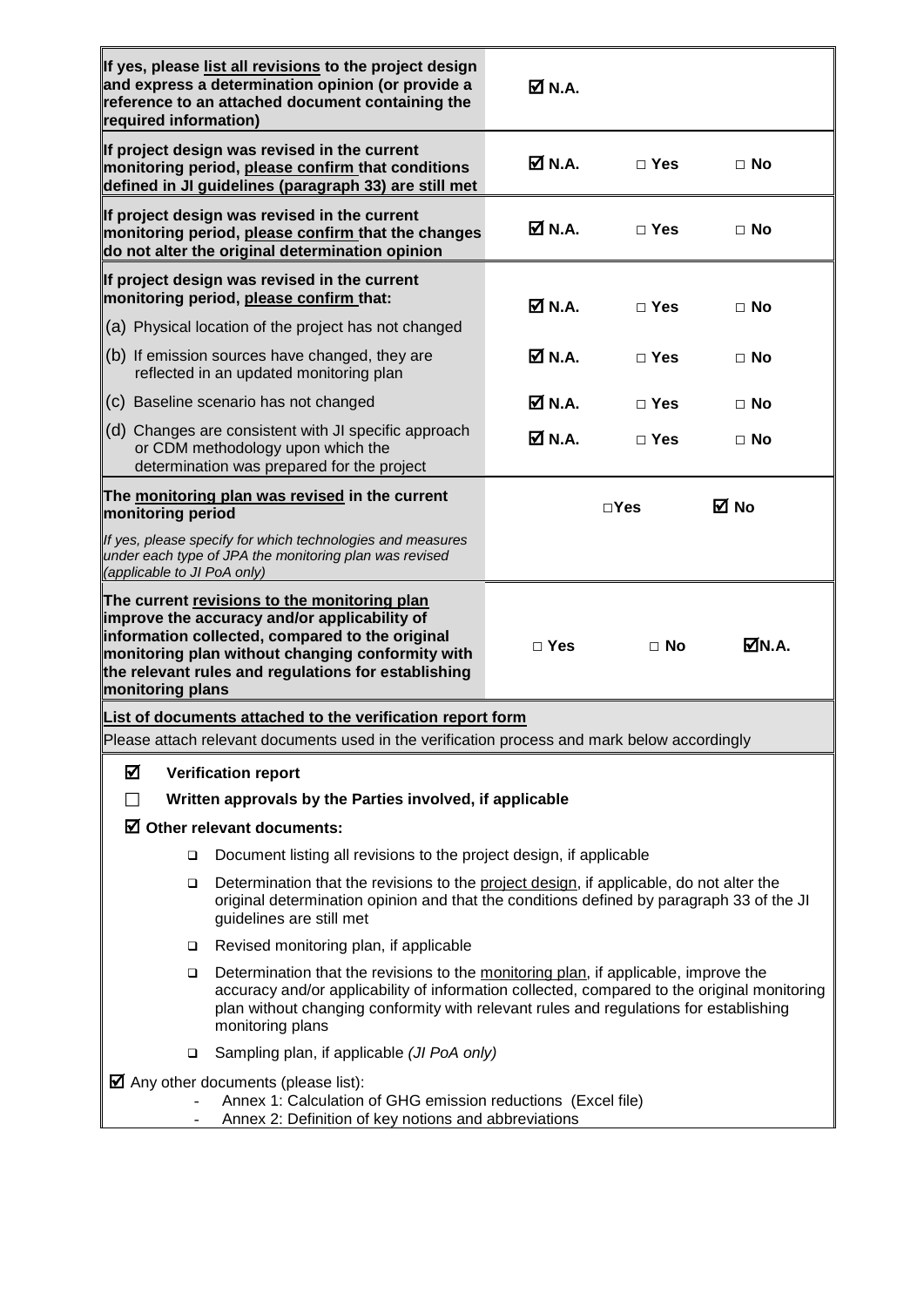| | | | |
|---|---|---|---|
| **If yes, please list all revisions to the project design and express a determination opinion (or provide a reference to an attached document containing the required information)** | ☑ **N.A.** | | |
| **If project design was revised in the current monitoring period, please confirm that conditions defined in JI guidelines (paragraph 33) are still met** | ☑ **N.A.** | □ **Yes** | □ **No** |
| **If project design was revised in the current monitoring period, please confirm that the changes do not alter the original determination opinion** | ☑ **N.A.** | □ **Yes** | □ **No** |
| **If project design was revised in the current monitoring period, please confirm that:** (a) Physical location of the project has not changed | ☑ **N.A.** | □ **Yes** | □ **No** |
| (b) If emission sources have changed, they are reflected in an updated monitoring plan | ☑ **N.A.** | □ **Yes** | □ **No** |
| (c) Baseline scenario has not changed | ☑ **N.A.** | □ **Yes** | □ **No** |
| (d) Changes are consistent with JI specific approach or CDM methodology upon which the determination was prepared for the project | ☑ **N.A.** | □ **Yes** | □ **No** |
| **The monitoring plan was revised in the current monitoring period** *If yes, please specify for which technologies and measures under each type of JPA the monitoring plan was revised (applicable to JI PoA only)* | | □**Yes** | ☑ **No** |
| **The current revisions to the monitoring plan improve the accuracy and/or applicability of information collected, compared to the original monitoring plan without changing conformity with the relevant rules and regulations for establishing monitoring plans** | □ **Yes** | □ **No** | ☑**N.A.** |

**List of documents attached to the verification report form**

Please attach relevant documents used in the verification process and mark below accordingly

☑ **Verification report**

☐ **Written approvals by the Parties involved, if applicable**

☑ **Other relevant documents:**

- ❑ Document listing all revisions to the project design, if applicable
- ❑ Determination that the revisions to the project design, if applicable, do not alter the original determination opinion and that the conditions defined by paragraph 33 of the JI guidelines are still met
- ❑ Revised monitoring plan, if applicable
- ❑ Determination that the revisions to the monitoring plan, if applicable, improve the accuracy and/or applicability of information collected, compared to the original monitoring plan without changing conformity with relevant rules and regulations for establishing monitoring plans
- ❑ Sampling plan, if applicable *(JI PoA only)*

☑ Any other documents (please list):

- Annex 1: Calculation of GHG emission reductions (Excel file)
- Annex 2: Definition of key notions and abbreviations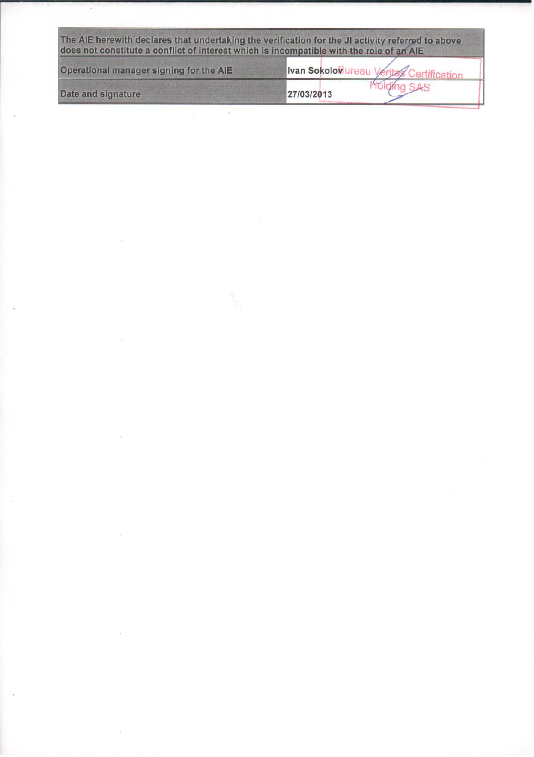| The AIE herewith declares that undertaking the verification for the JI activity referred to above does not constitute a conflict of interest which is incompatible with the role of an AIE | |
|---|---|
| Operational manager signing for the AIE | Ivan Sokolov Bureau Veritas Certification Holding SAS |
| Date and signature | 27/03/2013 |